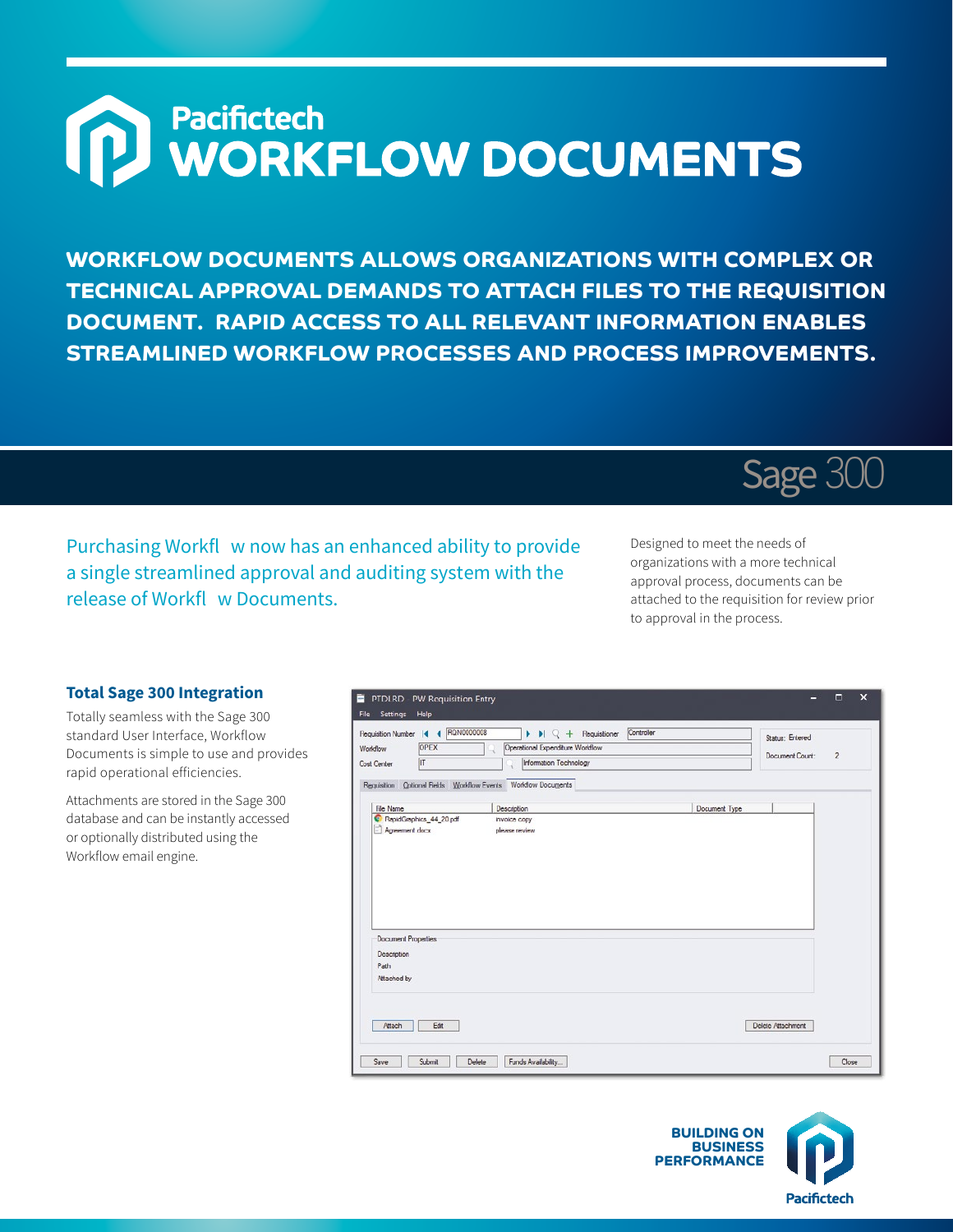# Pacifictech WORKFLOW DOCUMENTS

**WORKFLOW DOCUMENTS ALLOWS ORGANIZATIONS WITH COMPLEX OR TECHNICAL APPROVAL DEMANDS TO ATTACH FILES TO THE REQUISITION DOCUMENT. RAPID ACCESS TO ALL RELEVANT INFORMATION ENABLES STREAMLINED WORKFLOW PROCESSES AND PROCESS IMPROVEMENTS.**

Sage 300

Purchasing Workfl w now has an enhanced ability to provide a single streamlined approval and auditing system with the release of Workfl w Documents.

Designed to meet the needs of organizations with a more technical approval process, documents can be attached to the requisition for review prior to approval in the process.

### Total Sage 300 Integration

Totally seamless with the Sage 300 standard User Interface, Workflow Documents is simple to use and provides rapid operational efficiencies.

Attachments are stored in the Sage 300 database and can be instantly accessed or optionally distributed using the Workflow email engine.

BUILDING ON BUSINESS PERFORMANCE

Pacifictech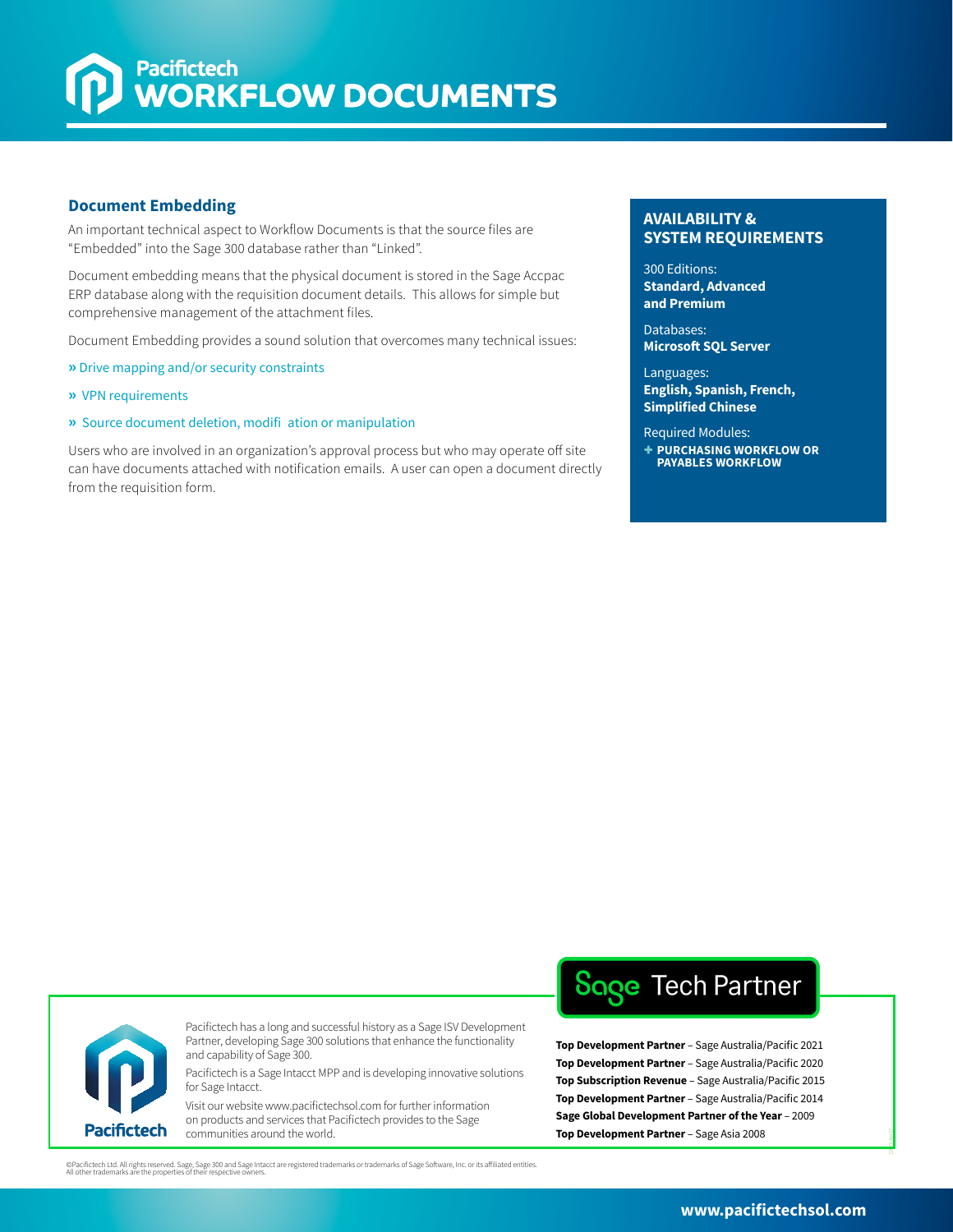# Pacifictech WORKFLOW DOCUMENTS

## Document Embedding

An important technical aspect to Workflow Documents is that the source files are "Embedded" into the Sage 300 database rather than "Linked".

Document embedding means that the physical document is stored in the Sage Accpac ERP database along with the requisition document details. This allows for simple but comprehensive management of the attachment files.

Document Embedding provides a sound solution that overcomes many technical issues:

- » Drive mapping and/or security constraints
- » VPN requirements
- » Source document deletion, modifi ation or manipulation

Users who are involved in an organization's approval process but who may operate off site can have documents attached with notification emails. A user can open a document directly from the requisition form.

## AVAILABILITY & SYSTEM REQUIREMENTS

300 Editions:
**Standard, Advanced and Premium**

Databases:
**Microsoft SQL Server**

Languages:
**English, Spanish, French, Simplified Chinese**

Required Modules:
+ **PURCHASING WORKFLOW OR PAYABLES WORKFLOW**

---

Pacifictech has a long and successful history as a Sage ISV Development Partner, developing Sage 300 solutions that enhance the functionality and capability of Sage 300.

Pacifictech is a Sage Intacct MPP and is developing innovative solutions for Sage Intacct.

Visit our website www.pacifictechsol.com for further information on products and services that Pacifictech provides to the Sage communities around the world.

**Sage Tech Partner**

**Top Development Partner** – Sage Australia/Pacific 2021
**Top Development Partner** – Sage Australia/Pacific 2020
**Top Subscription Revenue** – Sage Australia/Pacific 2015
**Top Development Partner** – Sage Australia/Pacific 2014
**Sage Global Development Partner of the Year** – 2009
**Top Development Partner** – Sage Asia 2008

©Pacifictech Ltd. All rights reserved. Sage, Sage 300 and Sage Intacct are registered trademarks or trademarks of Sage Software, Inc. or its affiliated entities. All other trademarks are the properties of their respective owners.

**www.pacifictechsol.com**